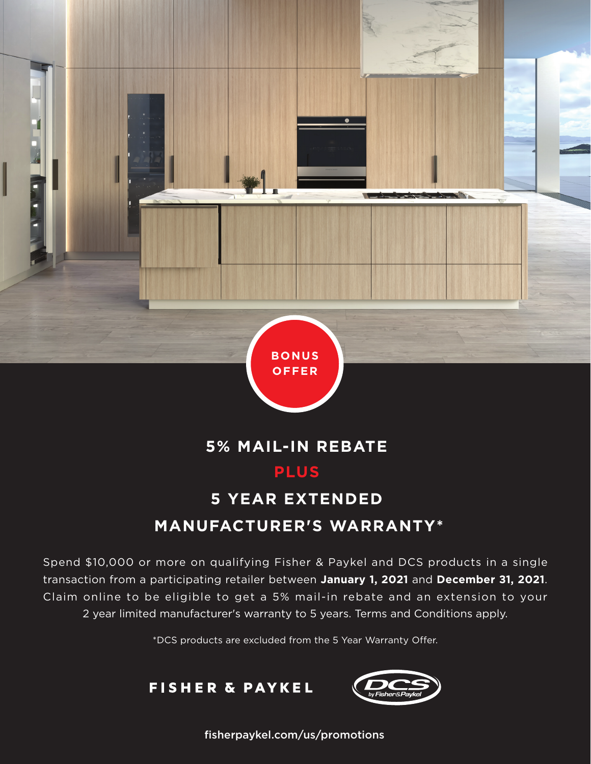**BONUS OFFER**

## 5% MAIL-IN REBATE

## PLUS

## 5 YEAR EXTENDED MANUFACTURER'S WARRANTY*

Spend $10,000 or more on qualifying Fisher & Paykel and DCS products in a single transaction from a participating retailer between **January 1, 2021** and **December 31, 2021**. Claim online to be eligible to get a 5% mail-in rebate and an extension to your 2 year limited manufacturer's warranty to 5 years. Terms and Conditions apply.

*DCS products are excluded from the 5 Year Warranty Offer.

FISHER & PAYKEL

DCS by Fisher&Paykel

fisherpaykel.com/us/promotions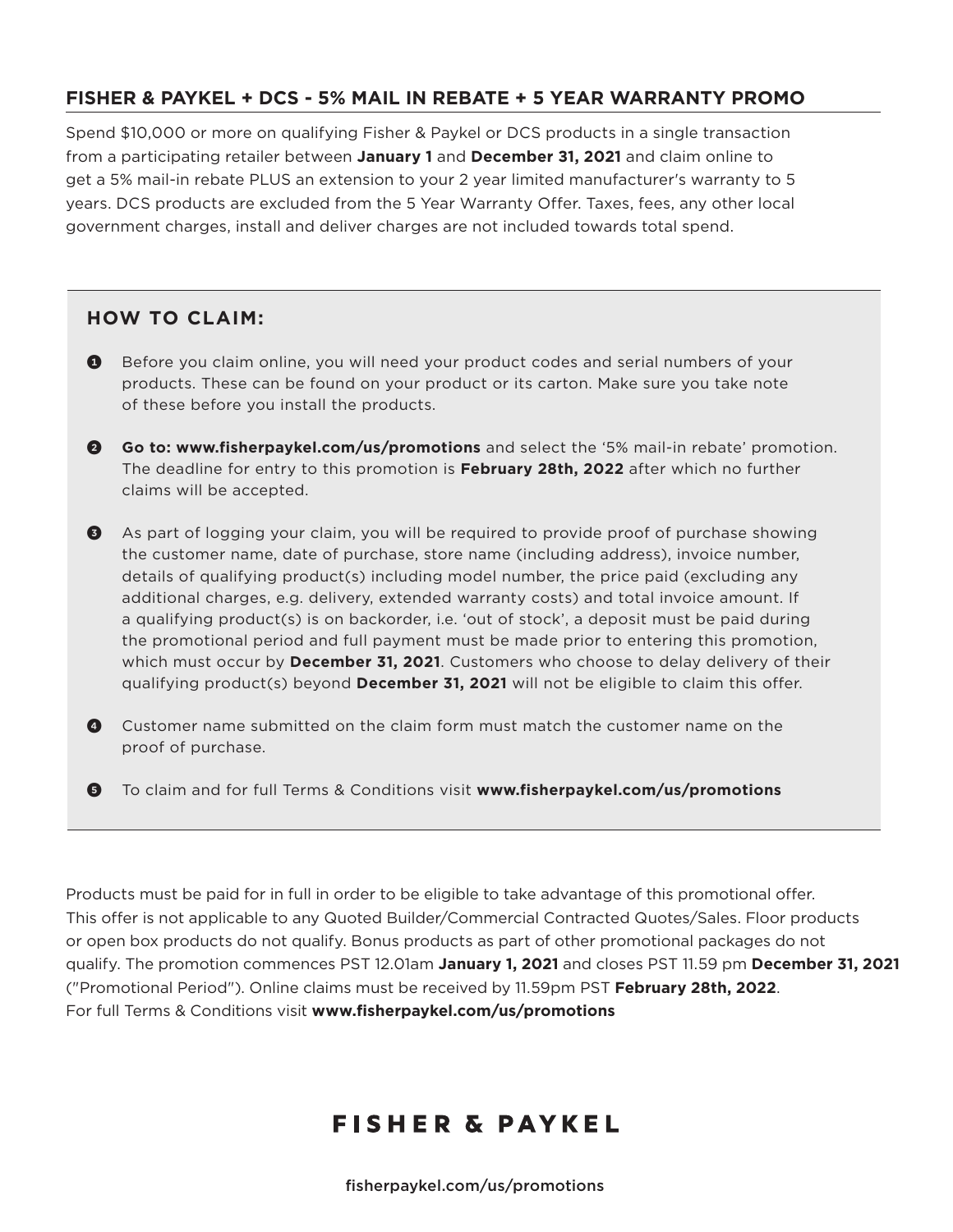## FISHER & PAYKEL + DCS - 5% MAIL IN REBATE + 5 YEAR WARRANTY PROMO

Spend $10,000 or more on qualifying Fisher & Paykel or DCS products in a single transaction from a participating retailer between **January 1** and **December 31, 2021** and claim online to get a 5% mail-in rebate PLUS an extension to your 2 year limited manufacturer's warranty to 5 years. DCS products are excluded from the 5 Year Warranty Offer. Taxes, fees, any other local government charges, install and deliver charges are not included towards total spend.

### HOW TO CLAIM:

1. Before you claim online, you will need your product codes and serial numbers of your products. These can be found on your product or its carton. Make sure you take note of these before you install the products.
2. **Go to: www.fisherpaykel.com/us/promotions** and select the '5% mail-in rebate' promotion. The deadline for entry to this promotion is **February 28th, 2022** after which no further claims will be accepted.
3. As part of logging your claim, you will be required to provide proof of purchase showing the customer name, date of purchase, store name (including address), invoice number, details of qualifying product(s) including model number, the price paid (excluding any additional charges, e.g. delivery, extended warranty costs) and total invoice amount. If a qualifying product(s) is on backorder, i.e. 'out of stock', a deposit must be paid during the promotional period and full payment must be made prior to entering this promotion, which must occur by **December 31, 2021**. Customers who choose to delay delivery of their qualifying product(s) beyond **December 31, 2021** will not be eligible to claim this offer.
4. Customer name submitted on the claim form must match the customer name on the proof of purchase.
5. To claim and for full Terms & Conditions visit **www.fisherpaykel.com/us/promotions**

Products must be paid for in full in order to be eligible to take advantage of this promotional offer. This offer is not applicable to any Quoted Builder/Commercial Contracted Quotes/Sales. Floor products or open box products do not qualify. Bonus products as part of other promotional packages do not qualify. The promotion commences PST 12.01am **January 1, 2021** and closes PST 11.59 pm **December 31, 2021** ("Promotional Period"). Online claims must be received by 11.59pm PST **February 28th, 2022**. For full Terms & Conditions visit **www.fisherpaykel.com/us/promotions**

**FISHER & PAYKEL**

fisherpaykel.com/us/promotions